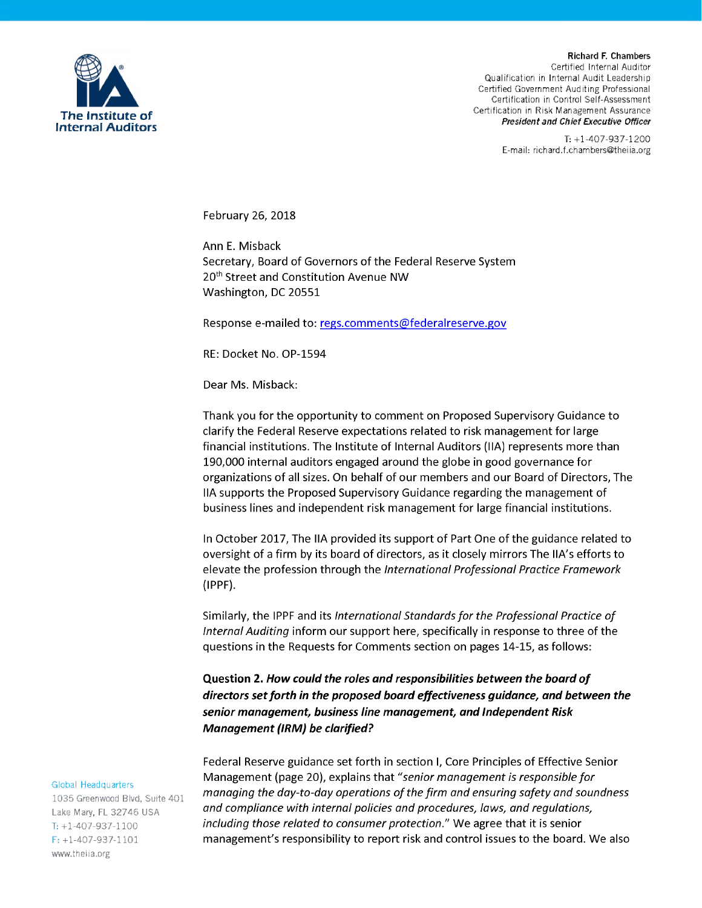**The Institute of Internal Auditors**

**Richard F. Chambers**
Certified Internal Auditor
Qualification in Internal Audit Leadership
Certified Government Auditing Professional
Certification in Control Self-Assessment
Certification in Risk Management Assurance
***President and Chief Executive Officer***

T: +1-407-937-1200
E-mail: richard.f.chambers@theiia.org

February 26, 2018

Ann E. Misback
Secretary, Board of Governors of the Federal Reserve System
20th Street and Constitution Avenue NW
Washington, DC 20551

Response e-mailed to: [regs.comments@federalreserve.gov](mailto:regs.comments@federalreserve.gov)

RE: Docket No. OP-1594

Dear Ms. Misback:

Thank you for the opportunity to comment on Proposed Supervisory Guidance to clarify the Federal Reserve expectations related to risk management for large financial institutions. The Institute of Internal Auditors (IIA) represents more than 190,000 internal auditors engaged around the globe in good governance for organizations of all sizes. On behalf of our members and our Board of Directors, The IIA supports the Proposed Supervisory Guidance regarding the management of business lines and independent risk management for large financial institutions.

In October 2017, The IIA provided its support of Part One of the guidance related to oversight of a firm by its board of directors, as it closely mirrors The IIA's efforts to elevate the profession through the *International Professional Practice Framework* (IPPF).

Similarly, the IPPF and its *International Standards for the Professional Practice of Internal Auditing* inform our support here, specifically in response to three of the questions in the Requests for Comments section on pages 14-15, as follows:

**Question 2.** ***How could the roles and responsibilities between the board of directors set forth in the proposed board effectiveness guidance, and between the senior management, business line management, and Independent Risk Management (IRM) be clarified?***

Federal Reserve guidance set forth in section I, Core Principles of Effective Senior Management (page 20), explains that "*senior management is responsible for managing the day-to-day operations of the firm and ensuring safety and soundness and compliance with internal policies and procedures, laws, and regulations, including those related to consumer protection.*" We agree that it is senior management's responsibility to report risk and control issues to the board. We also

Global Headquarters
1035 Greenwood Blvd, Suite 401
Lake Mary, FL 32746 USA
T: +1-407-937-1100
F: +1-407-937-1101
www.theiia.org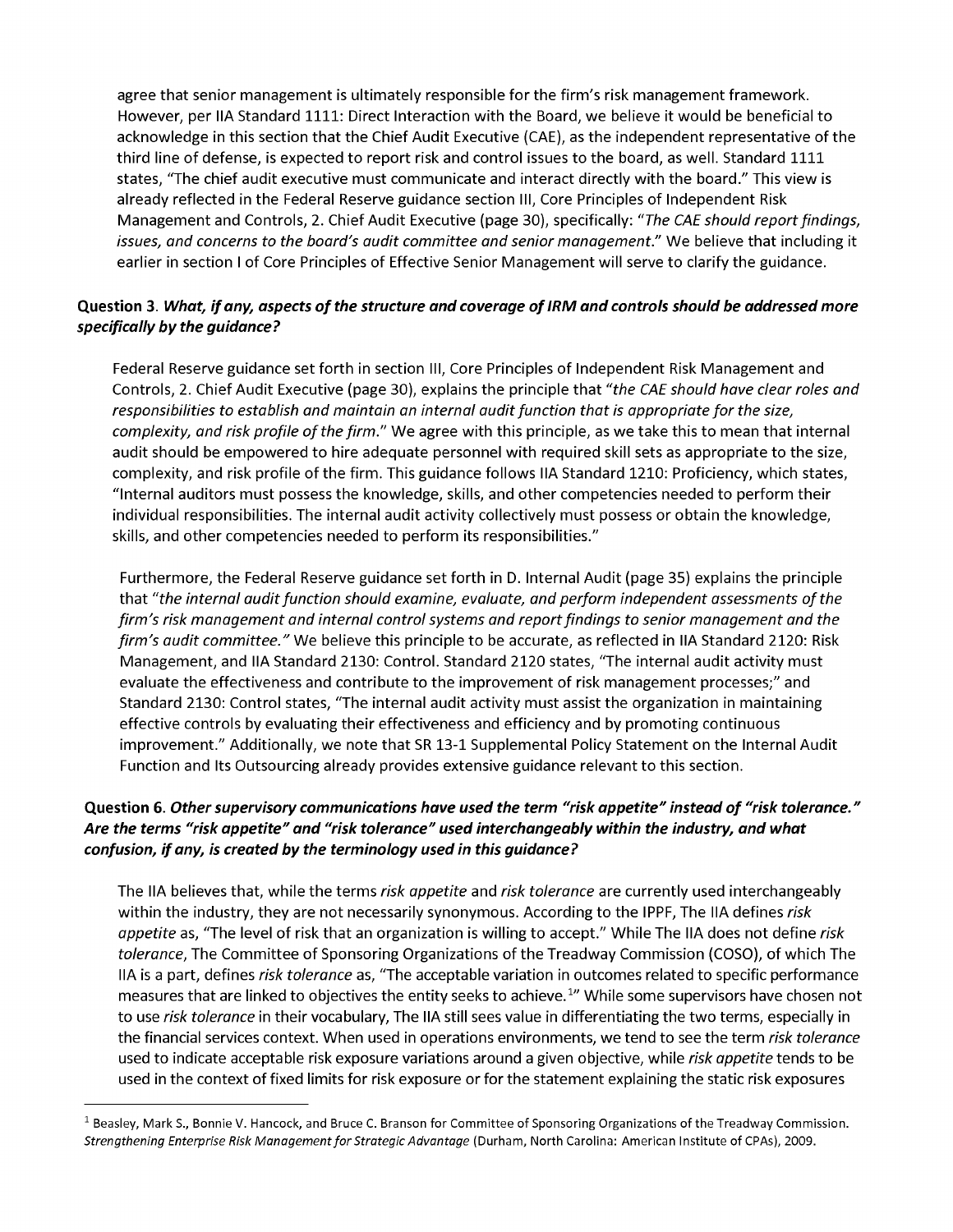agree that senior management is ultimately responsible for the firm's risk management framework. However, per IIA Standard 1111: Direct Interaction with the Board, we believe it would be beneficial to acknowledge in this section that the Chief Audit Executive (CAE), as the independent representative of the third line of defense, is expected to report risk and control issues to the board, as well. Standard 1111 states, "The chief audit executive must communicate and interact directly with the board." This view is already reflected in the Federal Reserve guidance section III, Core Principles of Independent Risk Management and Controls, 2. Chief Audit Executive (page 30), specifically: *"The CAE should report findings, issues, and concerns to the board's audit committee and senior management."* We believe that including it earlier in section I of Core Principles of Effective Senior Management will serve to clarify the guidance.

**Question 3.** ***What, if any, aspects of the structure and coverage of IRM and controls should be addressed more specifically by the guidance?***

Federal Reserve guidance set forth in section III, Core Principles of Independent Risk Management and Controls, 2. Chief Audit Executive (page 30), explains the principle that *"the CAE should have clear roles and responsibilities to establish and maintain an internal audit function that is appropriate for the size, complexity, and risk profile of the firm."* We agree with this principle, as we take this to mean that internal audit should be empowered to hire adequate personnel with required skill sets as appropriate to the size, complexity, and risk profile of the firm. This guidance follows IIA Standard 1210: Proficiency, which states, "Internal auditors must possess the knowledge, skills, and other competencies needed to perform their individual responsibilities. The internal audit activity collectively must possess or obtain the knowledge, skills, and other competencies needed to perform its responsibilities."

Furthermore, the Federal Reserve guidance set forth in D. Internal Audit (page 35) explains the principle that *"the internal audit function should examine, evaluate, and perform independent assessments of the firm's risk management and internal control systems and report findings to senior management and the firm's audit committee."* We believe this principle to be accurate, as reflected in IIA Standard 2120: Risk Management, and IIA Standard 2130: Control. Standard 2120 states, "The internal audit activity must evaluate the effectiveness and contribute to the improvement of risk management processes;" and Standard 2130: Control states, "The internal audit activity must assist the organization in maintaining effective controls by evaluating their effectiveness and efficiency and by promoting continuous improvement." Additionally, we note that SR 13-1 Supplemental Policy Statement on the Internal Audit Function and Its Outsourcing already provides extensive guidance relevant to this section.

**Question 6.** ***Other supervisory communications have used the term "risk appetite" instead of "risk tolerance." Are the terms "risk appetite" and "risk tolerance" used interchangeably within the industry, and what confusion, if any, is created by the terminology used in this guidance?***

The IIA believes that, while the terms *risk appetite* and *risk tolerance* are currently used interchangeably within the industry, they are not necessarily synonymous. According to the IPPF, The IIA defines *risk appetite* as, "The level of risk that an organization is willing to accept." While The IIA does not define *risk tolerance*, The Committee of Sponsoring Organizations of the Treadway Commission (COSO), of which The IIA is a part, defines *risk tolerance* as, "The acceptable variation in outcomes related to specific performance measures that are linked to objectives the entity seeks to achieve.[1]" While some supervisors have chosen not to use *risk tolerance* in their vocabulary, The IIA still sees value in differentiating the two terms, especially in the financial services context. When used in operations environments, we tend to see the term *risk tolerance* used to indicate acceptable risk exposure variations around a given objective, while *risk appetite* tends to be used in the context of fixed limits for risk exposure or for the statement explaining the static risk exposures

[1] Beasley, Mark S., Bonnie V. Hancock, and Bruce C. Branson for Committee of Sponsoring Organizations of the Treadway Commission. *Strengthening Enterprise Risk Management for Strategic Advantage* (Durham, North Carolina: American Institute of CPAs), 2009.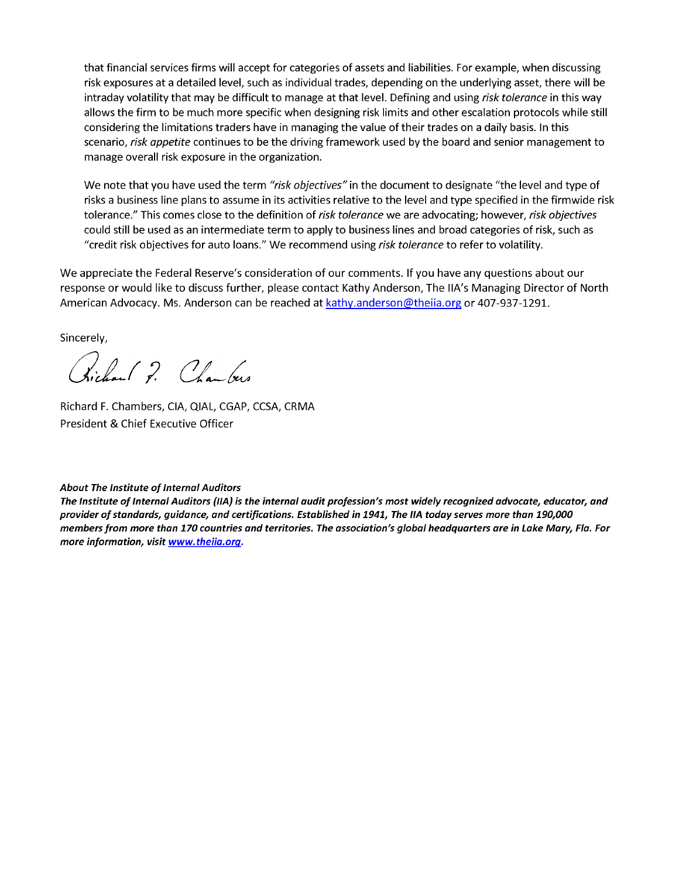that financial services firms will accept for categories of assets and liabilities. For example, when discussing risk exposures at a detailed level, such as individual trades, depending on the underlying asset, there will be intraday volatility that may be difficult to manage at that level. Defining and using *risk tolerance* in this way allows the firm to be much more specific when designing risk limits and other escalation protocols while still considering the limitations traders have in managing the value of their trades on a daily basis. In this scenario, *risk appetite* continues to be the driving framework used by the board and senior management to manage overall risk exposure in the organization.

We note that you have used the term *"risk objectives"* in the document to designate "the level and type of risks a business line plans to assume in its activities relative to the level and type specified in the firmwide risk tolerance." This comes close to the definition of *risk tolerance* we are advocating; however, *risk objectives* could still be used as an intermediate term to apply to business lines and broad categories of risk, such as "credit risk objectives for auto loans." We recommend using *risk tolerance* to refer to volatility.

We appreciate the Federal Reserve's consideration of our comments. If you have any questions about our response or would like to discuss further, please contact Kathy Anderson, The IIA's Managing Director of North American Advocacy. Ms. Anderson can be reached at [kathy.anderson@theiia.org](mailto:kathy.anderson@theiia.org) or 407-937-1291.

Sincerely,

Richard F. Chambers

Richard F. Chambers, CIA, QIAL, CGAP, CCSA, CRMA
President & Chief Executive Officer

***About The Institute of Internal Auditors***
***The Institute of Internal Auditors (IIA) is the internal audit profession's most widely recognized advocate, educator, and provider of standards, guidance, and certifications. Established in 1941, The IIA today serves more than 190,000 members from more than 170 countries and territories. The association's global headquarters are in Lake Mary, Fla. For more information, visit [www.theiia.org](http://www.theiia.org).***